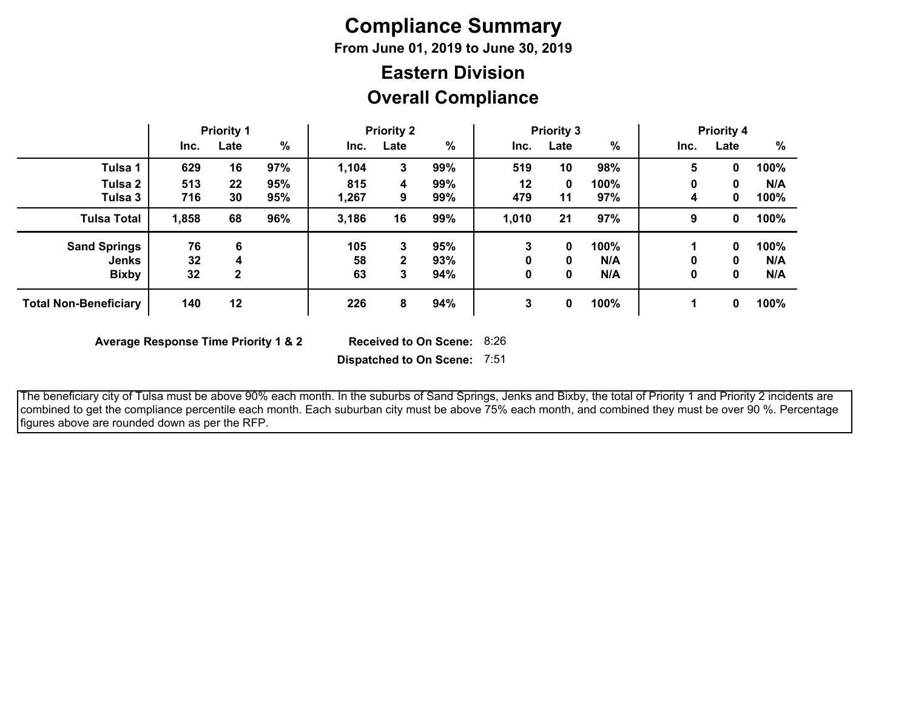# Compliance Summary

**From June 01, 2019 to June 30, 2019**

## Eastern Division

## Overall Compliance

| | Priority 1 | | | Priority 2 | | | Priority 3 | | | Priority 4 | | |
|---|---|---|---|---|---|---|---|---|---|---|---|---|
| | Inc. | Late | % | Inc. | Late | % | Inc. | Late | % | Inc. | Late | % |
| **Tulsa 1** | 629 | 16 | 97% | 1,104 | 3 | 99% | 519 | 10 | 98% | 5 | 0 | 100% |
| **Tulsa 2** | 513 | 22 | 95% | 815 | 4 | 99% | 12 | 0 | 100% | 0 | 0 | N/A |
| **Tulsa 3** | 716 | 30 | 95% | 1,267 | 9 | 99% | 479 | 11 | 97% | 4 | 0 | 100% |
| **Tulsa Total** | 1,858 | 68 | 96% | 3,186 | 16 | 99% | 1,010 | 21 | 97% | 9 | 0 | 100% |
| **Sand Springs** | 76 | 6 | | 105 | 3 | 95% | 3 | 0 | 100% | 1 | 0 | 100% |
| **Jenks** | 32 | 4 | | 58 | 2 | 93% | 0 | 0 | N/A | 0 | 0 | N/A |
| **Bixby** | 32 | 2 | | 63 | 3 | 94% | 0 | 0 | N/A | 0 | 0 | N/A |
| **Total Non-Beneficiary** | 140 | 12 | | 226 | 8 | 94% | 3 | 0 | 100% | 1 | 0 | 100% |

**Average Response Time Priority 1 & 2** **Received to On Scene:** 8:26

**Dispatched to On Scene:** 7:51

The beneficiary city of Tulsa must be above 90% each month. In the suburbs of Sand Springs, Jenks and Bixby, the total of Priority 1 and Priority 2 incidents are combined to get the compliance percentile each month. Each suburban city must be above 75% each month, and combined they must be over 90 %. Percentage figures above are rounded down as per the RFP.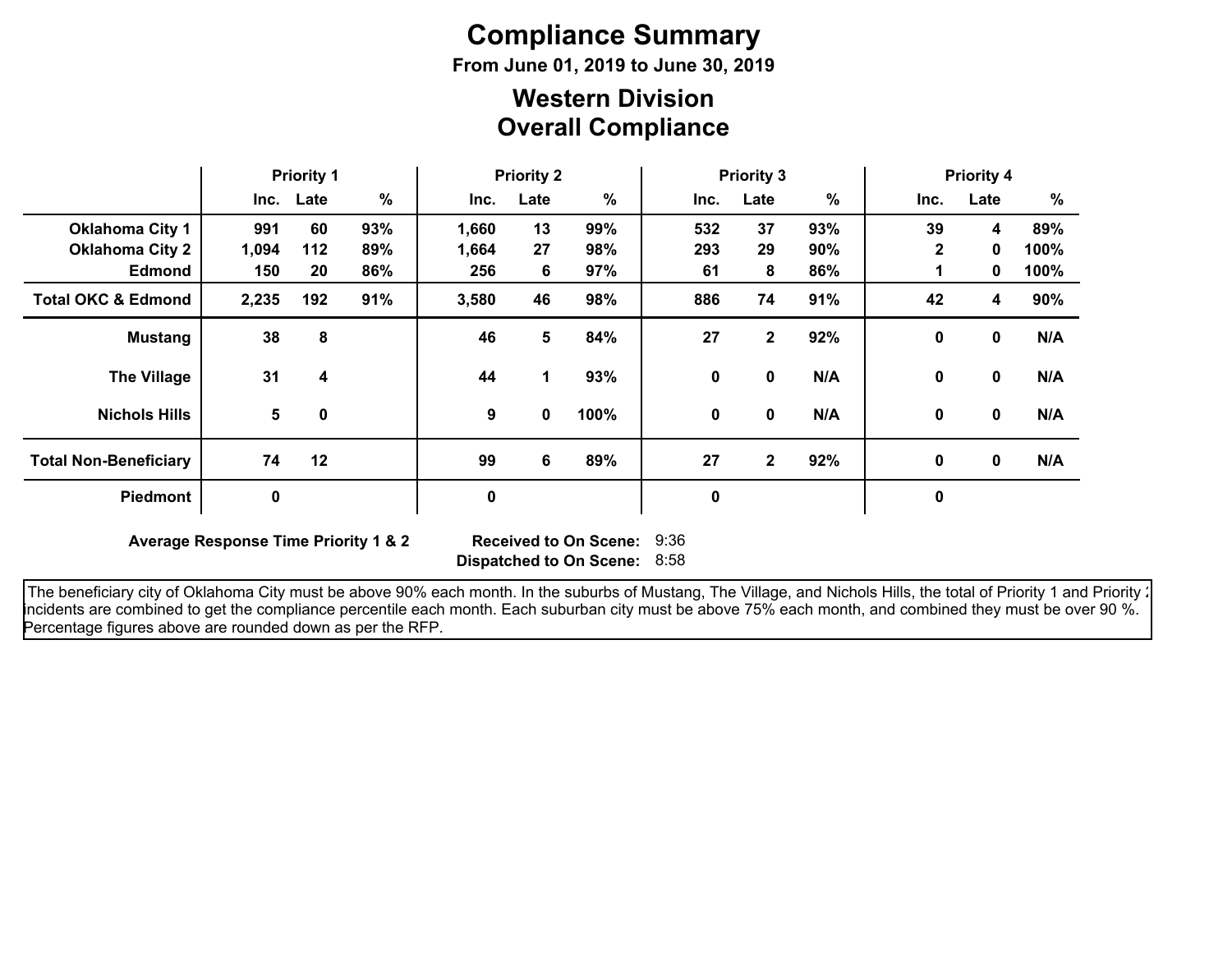# Compliance Summary

**From June 01, 2019 to June 30, 2019**

## Western Division
## Overall Compliance

| | Priority 1 | | | Priority 2 | | | Priority 3 | | | Priority 4 | | |
|---|---|---|---|---|---|---|---|---|---|---|---|---|
| | Inc. | Late | % | Inc. | Late | % | Inc. | Late | % | Inc. | Late | % |
| **Oklahoma City 1** | 991 | 60 | 93% | 1,660 | 13 | 99% | 532 | 37 | 93% | 39 | 4 | 89% |
| **Oklahoma City 2** | 1,094 | 112 | 89% | 1,664 | 27 | 98% | 293 | 29 | 90% | 2 | 0 | 100% |
| **Edmond** | 150 | 20 | 86% | 256 | 6 | 97% | 61 | 8 | 86% | 1 | 0 | 100% |
| **Total OKC & Edmond** | 2,235 | 192 | 91% | 3,580 | 46 | 98% | 886 | 74 | 91% | 42 | 4 | 90% |
| **Mustang** | 38 | 8 | | 46 | 5 | 84% | 27 | 2 | 92% | 0 | 0 | N/A |
| **The Village** | 31 | 4 | | 44 | 1 | 93% | 0 | 0 | N/A | 0 | 0 | N/A |
| **Nichols Hills** | 5 | 0 | | 9 | 0 | 100% | 0 | 0 | N/A | 0 | 0 | N/A |
| **Total Non-Beneficiary** | 74 | 12 | | 99 | 6 | 89% | 27 | 2 | 92% | 0 | 0 | N/A |
| **Piedmont** | 0 | | | 0 | | | 0 | | | 0 | | |

**Average Response Time Priority 1 & 2** **Received to On Scene:** 9:36
**Dispatched to On Scene:** 8:58

The beneficiary city of Oklahoma City must be above 90% each month. In the suburbs of Mustang, The Village, and Nichols Hills, the total of Priority 1 and Priority 2 incidents are combined to get the compliance percentile each month. Each suburban city must be above 75% each month, and combined they must be over 90 %. Percentage figures above are rounded down as per the RFP.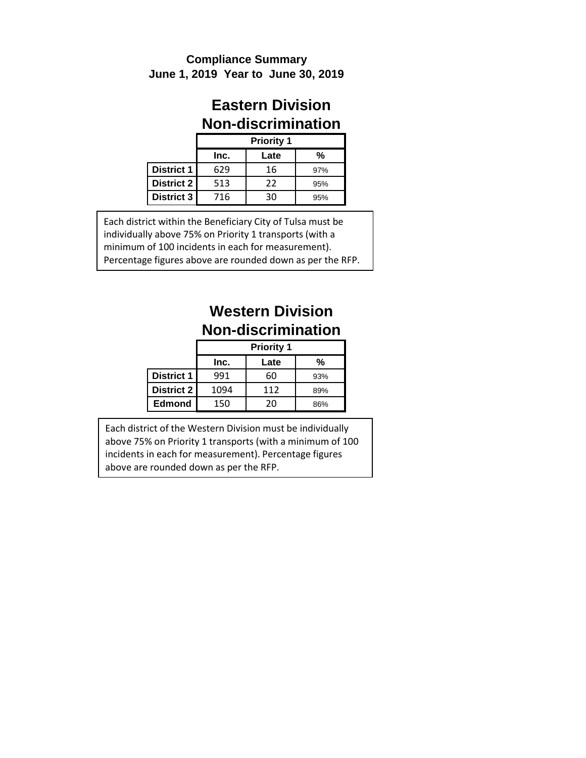**Compliance Summary**
**June 1, 2019 Year to June 30, 2019**

## Eastern Division
## Non-discrimination

| | Priority 1 | | |
|---|---|---|---|
| | **Inc.** | **Late** | **%** |
| **District 1** | 629 | 16 | 97% |
| **District 2** | 513 | 22 | 95% |
| **District 3** | 716 | 30 | 95% |

Each district within the Beneficiary City of Tulsa must be individually above 75% on Priority 1 transports (with a minimum of 100 incidents in each for measurement). Percentage figures above are rounded down as per the RFP.

## Western Division
## Non-discrimination

| | Priority 1 | | |
|---|---|---|---|
| | **Inc.** | **Late** | **%** |
| **District 1** | 991 | 60 | 93% |
| **District 2** | 1094 | 112 | 89% |
| **Edmond** | 150 | 20 | 86% |

Each district of the Western Division must be individually above 75% on Priority 1 transports (with a minimum of 100 incidents in each for measurement). Percentage figures above are rounded down as per the RFP.